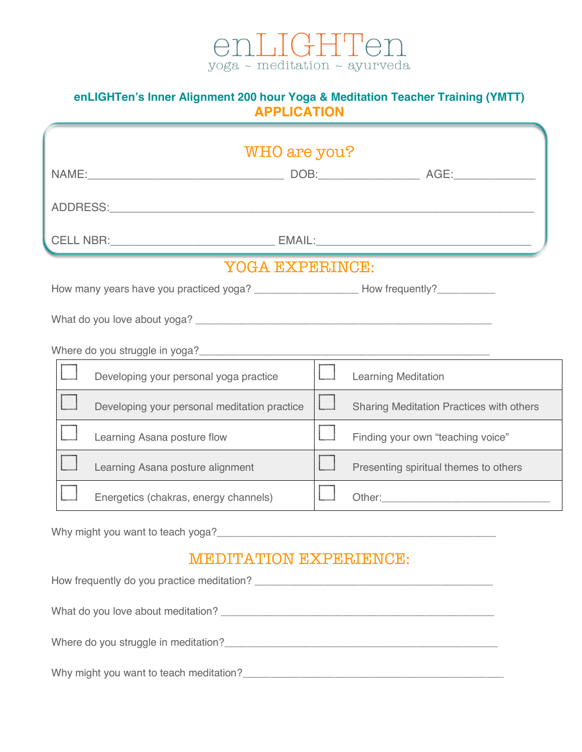# enLIGHTen

yoga ~ meditation ~ ayurveda

## enLIGHTen's Inner Alignment 200 hour Yoga & Meditation Teacher Training (YMTT)

## APPLICATION

### WHO are you?

NAME:_______________________________ DOB:________________ AGE:_____________

ADDRESS:___________________________________________________________________

CELL NBR:__________________________ EMAIL:__________________________________

### YOGA EXPERINCE:

How many years have you practiced yoga? _________________ How frequently?__________

What do you love about yoga? _______________________________________________

Where do you struggle in yoga?______________________________________________

| | | | |
|---|---|---|---|
| ☐ | Developing your personal yoga practice | ☐ | Learning Meditation |
| ☐ | Developing your personal meditation practice | ☐ | Sharing Meditation Practices with others |
| ☐ | Learning Asana posture flow | ☐ | Finding your own "teaching voice" |
| ☐ | Learning Asana posture alignment | ☐ | Presenting spiritual themes to others |
| ☐ | Energetics (chakras, energy channels) | ☐ | Other:____________________________ |

Why might you want to teach yoga?_____________________________________________

### MEDITATION EXPERIENCE:

How frequently do you practice meditation? ________________________________________

What do you love about meditation? ____________________________________________

Where do you struggle in meditation?___________________________________________

Why might you want to teach meditation?_________________________________________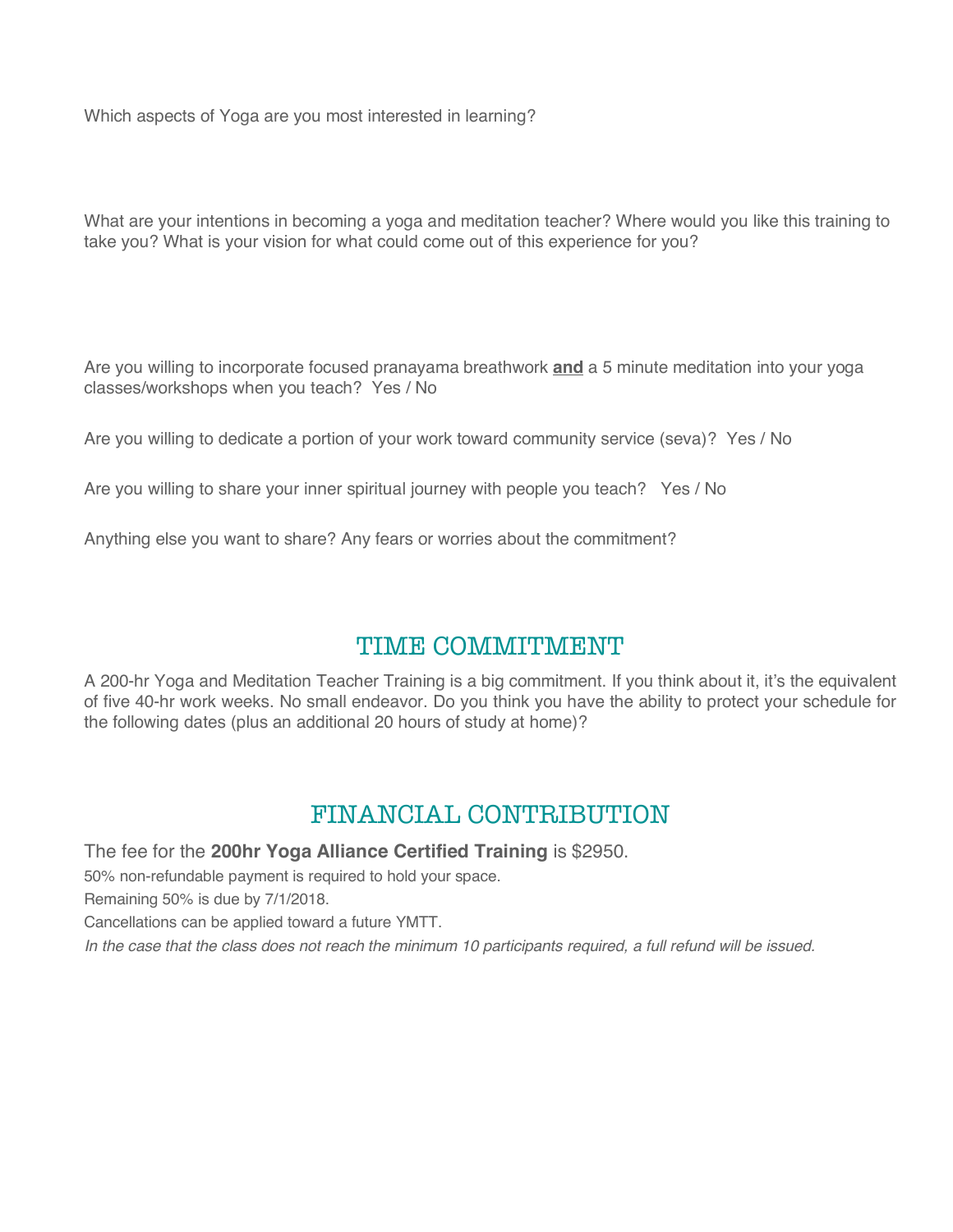Which aspects of Yoga are you most interested in learning?

What are your intentions in becoming a yoga and meditation teacher? Where would you like this training to take you? What is your vision for what could come out of this experience for you?

Are you willing to incorporate focused pranayama breathwork **and** a 5 minute meditation into your yoga classes/workshops when you teach? Yes / No

Are you willing to dedicate a portion of your work toward community service (seva)? Yes / No

Are you willing to share your inner spiritual journey with people you teach? Yes / No

Anything else you want to share? Any fears or worries about the commitment?

## TIME COMMITMENT

A 200-hr Yoga and Meditation Teacher Training is a big commitment. If you think about it, it's the equivalent of five 40-hr work weeks. No small endeavor. Do you think you have the ability to protect your schedule for the following dates (plus an additional 20 hours of study at home)?

## FINANCIAL CONTRIBUTION

The fee for the **200hr Yoga Alliance Certified Training** is $2950.

50% non-refundable payment is required to hold your space.

Remaining 50% is due by 7/1/2018.

Cancellations can be applied toward a future YMTT.

*In the case that the class does not reach the minimum 10 participants required, a full refund will be issued.*